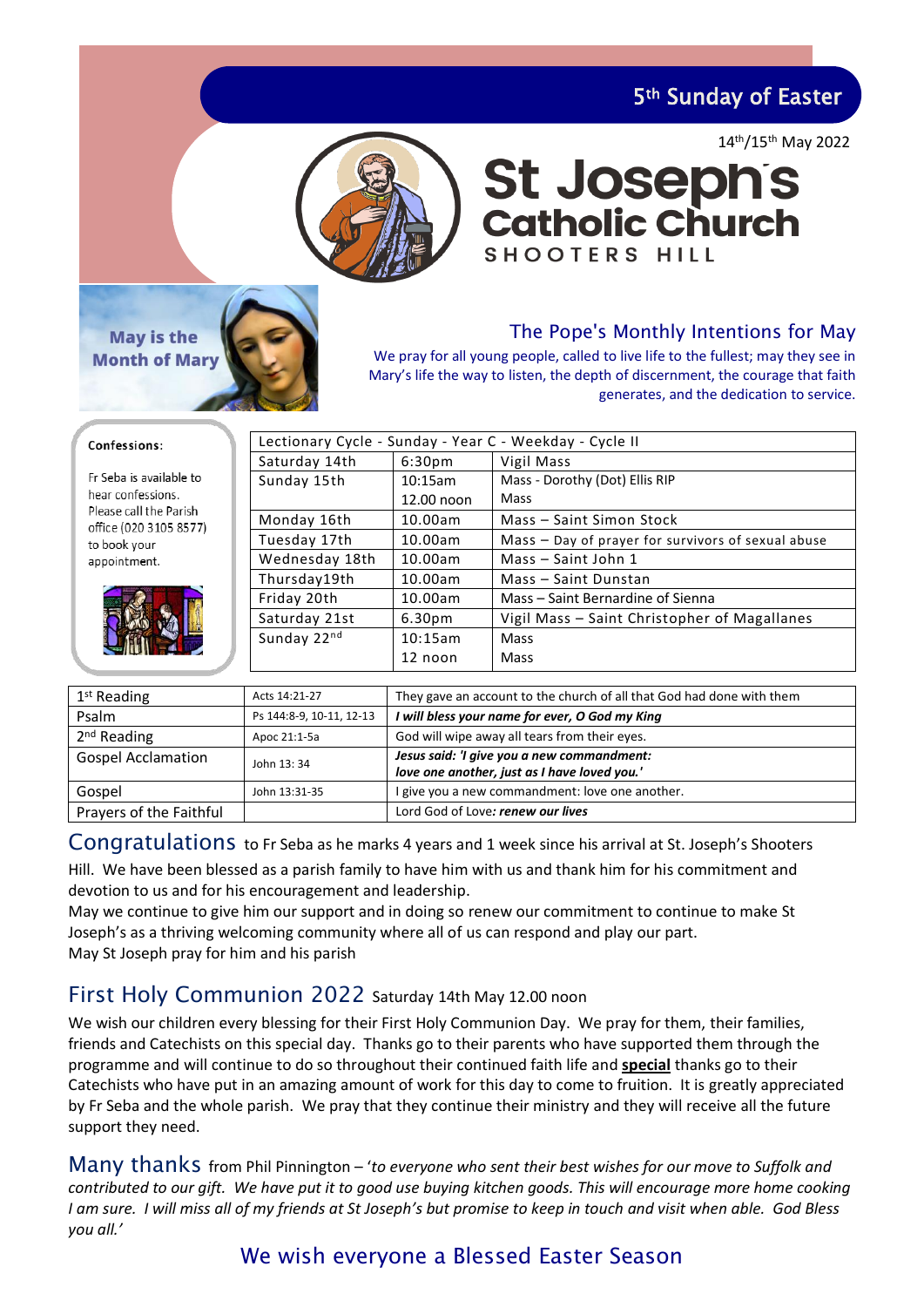## 5th Sunday of Easter

14th/15th May 2022

# St Joseph's Catholic Church
SHOOTERS HILL

**May is the Month of Mary**

## The Pope's Monthly Intentions for May

We pray for all young people, called to live life to the fullest; may they see in Mary's life the way to listen, the depth of discernment, the courage that faith generates, and the dedication to service.

**Confessions:**

Fr Seba is available to hear confessions. Please call the Parish office (020 3105 8577) to book your appointment.

| Lectionary Cycle - Sunday - Year C - Weekday - Cycle II | | |
|---|---|---|
| Saturday 14th | 6:30pm | Vigil Mass |
| Sunday 15th | 10:15am | Mass - Dorothy (Dot) Ellis RIP |
| | 12.00 noon | Mass |
| Monday 16th | 10.00am | Mass – Saint Simon Stock |
| Tuesday 17th | 10.00am | Mass – Day of prayer for survivors of sexual abuse |
| Wednesday 18th | 10.00am | Mass – Saint John 1 |
| Thursday19th | 10.00am | Mass – Saint Dunstan |
| Friday 20th | 10.00am | Mass – Saint Bernardine of Sienna |
| Saturday 21st | 6.30pm | Vigil Mass – Saint Christopher of Magallanes |
| Sunday 22nd | 10:15am | Mass |
| | 12 noon | Mass |

| | | |
|---|---|---|
| 1st Reading | Acts 14:21-27 | They gave an account to the church of all that God had done with them |
| Psalm | Ps 144:8-9, 10-11, 12-13 | ***I will bless your name for ever, O God my King*** |
| 2nd Reading | Apoc 21:1-5a | God will wipe away all tears from their eyes. |
| Gospel Acclamation | John 13: 34 | ***Jesus said: 'I give you a new commandment: love one another, just as I have loved you.'*** |
| Gospel | John 13:31-35 | I give you a new commandment: love one another. |
| Prayers of the Faithful | | Lord God of Love: ***renew our lives*** |

## Congratulations
to Fr Seba as he marks 4 years and 1 week since his arrival at St. Joseph's Shooters Hill. We have been blessed as a parish family to have him with us and thank him for his commitment and devotion to us and for his encouragement and leadership.
May we continue to give him our support and in doing so renew our commitment to continue to make St Joseph's as a thriving welcoming community where all of us can respond and play our part.
May St Joseph pray for him and his parish

## First Holy Communion 2022
Saturday 14th May 12.00 noon

We wish our children every blessing for their First Holy Communion Day. We pray for them, their families, friends and Catechists on this special day. Thanks go to their parents who have supported them through the programme and will continue to do so throughout their continued faith life and **special** thanks go to their Catechists who have put in an amazing amount of work for this day to come to fruition. It is greatly appreciated by Fr Seba and the whole parish. We pray that they continue their ministry and they will receive all the future support they need.

## Many thanks
from Phil Pinnington – '*to everyone who sent their best wishes for our move to Suffolk and contributed to our gift. We have put it to good use buying kitchen goods. This will encourage more home cooking I am sure. I will miss all of my friends at St Joseph's but promise to keep in touch and visit when able. God Bless you all.'*

## We wish everyone a Blessed Easter Season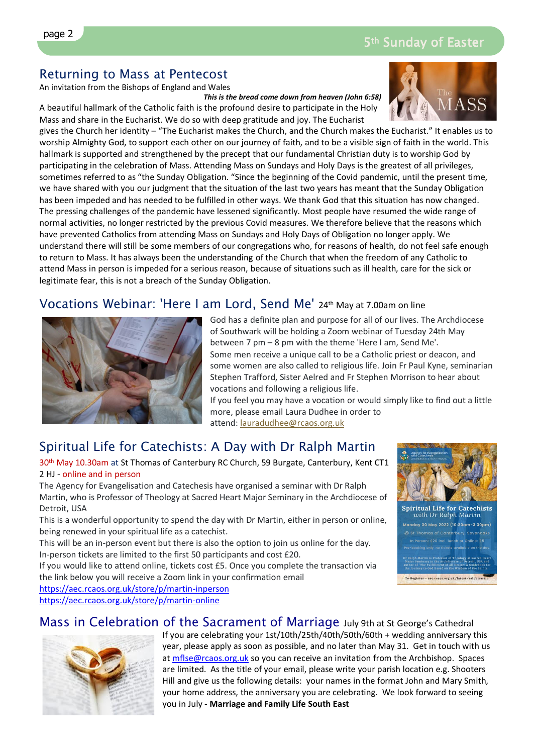## Returning to Mass at Pentecost

An invitation from the Bishops of England and Wales

***This is the bread come down from heaven (John 6:58)***

A beautiful hallmark of the Catholic faith is the profound desire to participate in the Holy Mass and share in the Eucharist. We do so with deep gratitude and joy. The Eucharist gives the Church her identity – "The Eucharist makes the Church, and the Church makes the Eucharist." It enables us to worship Almighty God, to support each other on our journey of faith, and to be a visible sign of faith in the world. This hallmark is supported and strengthened by the precept that our fundamental Christian duty is to worship God by participating in the celebration of Mass. Attending Mass on Sundays and Holy Days is the greatest of all privileges, sometimes referred to as "the Sunday Obligation. "Since the beginning of the Covid pandemic, until the present time, we have shared with you our judgment that the situation of the last two years has meant that the Sunday Obligation has been impeded and has needed to be fulfilled in other ways. We thank God that this situation has now changed. The pressing challenges of the pandemic have lessened significantly. Most people have resumed the wide range of normal activities, no longer restricted by the previous Covid measures. We therefore believe that the reasons which have prevented Catholics from attending Mass on Sundays and Holy Days of Obligation no longer apply. We understand there will still be some members of our congregations who, for reasons of health, do not feel safe enough to return to Mass. It has always been the understanding of the Church that when the freedom of any Catholic to attend Mass in person is impeded for a serious reason, because of situations such as ill health, care for the sick or legitimate fear, this is not a breach of the Sunday Obligation.

## Vocations Webinar: 'Here I am Lord, Send Me' 24th May at 7.00am on line

God has a definite plan and purpose for all of our lives. The Archdiocese of Southwark will be holding a Zoom webinar of Tuesday 24th May between 7 pm – 8 pm with the theme 'Here I am, Send Me'.

Some men receive a unique call to be a Catholic priest or deacon, and some women are also called to religious life. Join Fr Paul Kyne, seminarian Stephen Trafford, Sister Aelred and Fr Stephen Morrison to hear about vocations and following a religious life.

If you feel you may have a vocation or would simply like to find out a little more, please email Laura Dudhee in order to attend: lauradudhee@rcaos.org.uk

## Spiritual Life for Catechists: A Day with Dr Ralph Martin

30th May 10.30am at St Thomas of Canterbury RC Church, 59 Burgate, Canterbury, Kent CT1 2 HJ - online and in person

The Agency for Evangelisation and Catechesis have organised a seminar with Dr Ralph Martin, who is Professor of Theology at Sacred Heart Major Seminary in the Archdiocese of Detroit, USA

This is a wonderful opportunity to spend the day with Dr Martin, either in person or online, being renewed in your spiritual life as a catechist.

This will be an in-person event but there is also the option to join us online for the day. In-person tickets are limited to the first 50 participants and cost £20.

If you would like to attend online, tickets cost £5. Once you complete the transaction via the link below you will receive a Zoom link in your confirmation email

https://aec.rcaos.org.uk/store/p/martin-inperson

https://aec.rcaos.org.uk/store/p/martin-online

## Mass in Celebration of the Sacrament of Marriage July 9th at St George's Cathedral

If you are celebrating your 1st/10th/25th/40th/50th/60th + wedding anniversary this year, please apply as soon as possible, and no later than May 31. Get in touch with us at mflse@rcaos.org.uk so you can receive an invitation from the Archbishop. Spaces are limited. As the title of your email, please write your parish location e.g. Shooters Hill and give us the following details: your names in the format John and Mary Smith, your home address, the anniversary you are celebrating. We look forward to seeing you in July - **Marriage and Family Life South East**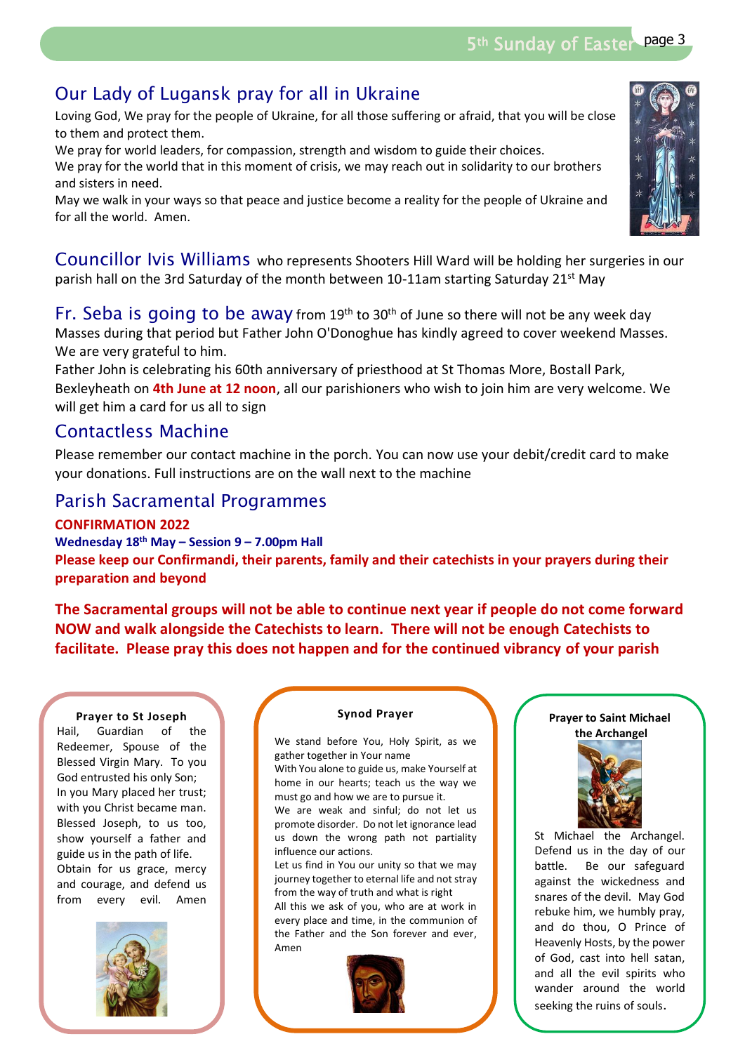## Our Lady of Lugansk pray for all in Ukraine

Loving God, We pray for the people of Ukraine, for all those suffering or afraid, that you will be close to them and protect them.

We pray for world leaders, for compassion, strength and wisdom to guide their choices.

We pray for the world that in this moment of crisis, we may reach out in solidarity to our brothers and sisters in need.

May we walk in your ways so that peace and justice become a reality for the people of Ukraine and for all the world. Amen.

## Councillor Ivis Williams

who represents Shooters Hill Ward will be holding her surgeries in our parish hall on the 3rd Saturday of the month between 10-11am starting Saturday 21st May

## Fr. Seba is going to be away

from 19th to 30th of June so there will not be any week day Masses during that period but Father John O'Donoghue has kindly agreed to cover weekend Masses. We are very grateful to him.

Father John is celebrating his 60th anniversary of priesthood at St Thomas More, Bostall Park, Bexleyheath on **4th June at 12 noon**, all our parishioners who wish to join him are very welcome. We will get him a card for us all to sign

## Contactless Machine

Please remember our contact machine in the porch. You can now use your debit/credit card to make your donations. Full instructions are on the wall next to the machine

## Parish Sacramental Programmes

**CONFIRMATION 2022**

**Wednesday 18th May – Session 9 – 7.00pm Hall**

**Please keep our Confirmandi, their parents, family and their catechists in your prayers during their preparation and beyond**

**The Sacramental groups will not be able to continue next year if people do not come forward NOW and walk alongside the Catechists to learn. There will not be enough Catechists to facilitate. Please pray this does not happen and for the continued vibrancy of your parish**

### Prayer to St Joseph

Hail, Guardian of the Redeemer, Spouse of the Blessed Virgin Mary. To you God entrusted his only Son; In you Mary placed her trust; with you Christ became man. Blessed Joseph, to us too, show yourself a father and guide us in the path of life. Obtain for us grace, mercy and courage, and defend us from every evil. Amen

### Synod Prayer

We stand before You, Holy Spirit, as we gather together in Your name

With You alone to guide us, make Yourself at home in our hearts; teach us the way we must go and how we are to pursue it.

We are weak and sinful; do not let us promote disorder. Do not let ignorance lead us down the wrong path not partiality influence our actions.

Let us find in You our unity so that we may journey together to eternal life and not stray from the way of truth and what is right

All this we ask of you, who are at work in every place and time, in the communion of the Father and the Son forever and ever, Amen

### Prayer to Saint Michael the Archangel

St Michael the Archangel. Defend us in the day of our battle. Be our safeguard against the wickedness and snares of the devil. May God rebuke him, we humbly pray, and do thou, O Prince of Heavenly Hosts, by the power of God, cast into hell satan, and all the evil spirits who wander around the world seeking the ruins of souls.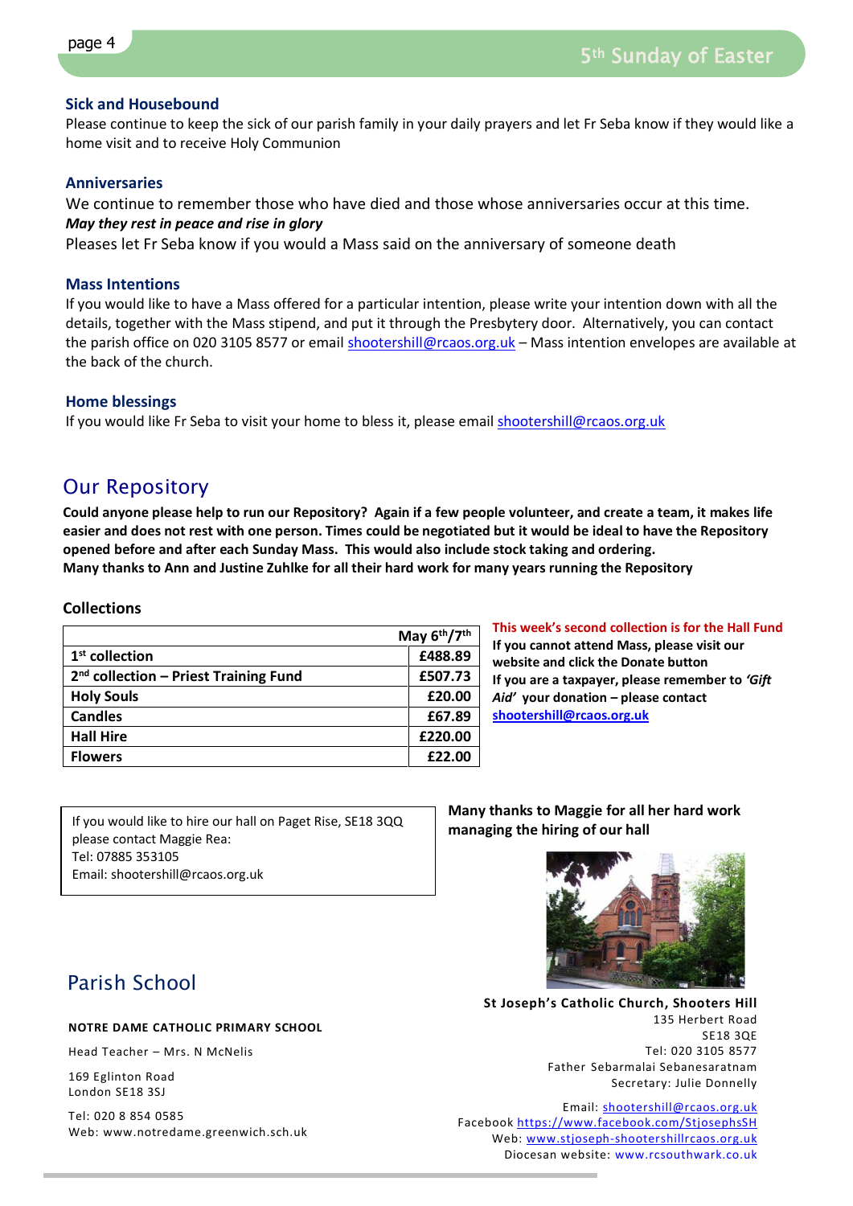## Sick and Housebound

Please continue to keep the sick of our parish family in your daily prayers and let Fr Seba know if they would like a home visit and to receive Holy Communion

## Anniversaries

We continue to remember those who have died and those whose anniversaries occur at this time.
***May they rest in peace and rise in glory***
Pleases let Fr Seba know if you would a Mass said on the anniversary of someone death

## Mass Intentions

If you would like to have a Mass offered for a particular intention, please write your intention down with all the details, together with the Mass stipend, and put it through the Presbytery door. Alternatively, you can contact the parish office on 020 3105 8577 or email shootershill@rcaos.org.uk – Mass intention envelopes are available at the back of the church.

## Home blessings

If you would like Fr Seba to visit your home to bless it, please email shootershill@rcaos.org.uk

# Our Repository

**Could anyone please help to run our Repository? Again if a few people volunteer, and create a team, it makes life easier and does not rest with one person. Times could be negotiated but it would be ideal to have the Repository opened before and after each Sunday Mass. This would also include stock taking and ordering.**
**Many thanks to Ann and Justine Zuhlke for all their hard work for many years running the Repository**

### Collections

| | May 6th/7th |
|---|---|
| 1st collection | £488.89 |
| 2nd collection – Priest Training Fund | £507.73 |
| Holy Souls | £20.00 |
| Candles | £67.89 |
| Hall Hire | £220.00 |
| Flowers | £22.00 |

**This week's second collection is for the Hall Fund**
**If you cannot attend Mass, please visit our website and click the Donate button**
**If you are a taxpayer, please remember to *'Gift Aid'* your donation – please contact shootershill@rcaos.org.uk**

If you would like to hire our hall on Paget Rise, SE18 3QQ please contact Maggie Rea:
Tel: 07885 353105
Email: shootershill@rcaos.org.uk

**Many thanks to Maggie for all her hard work managing the hiring of our hall**

# Parish School

**NOTRE DAME CATHOLIC PRIMARY SCHOOL**

Head Teacher – Mrs. N McNelis

169 Eglinton Road
London SE18 3SJ

Tel: 020 8 854 0585
Web: www.notredame.greenwich.sch.uk

**St Joseph's Catholic Church, Shooters Hill**
135 Herbert Road
SE18 3QE
Tel: 020 3105 8577
Father Sebarmalai Sebanesaratnam
Secretary: Julie Donnelly

Email: shootershill@rcaos.org.uk
Facebook https://www.facebook.com/StjosephsSH
Web: www.stjoseph-shootershillrcaos.org.uk
Diocesan website: www.rcsouthwark.co.uk